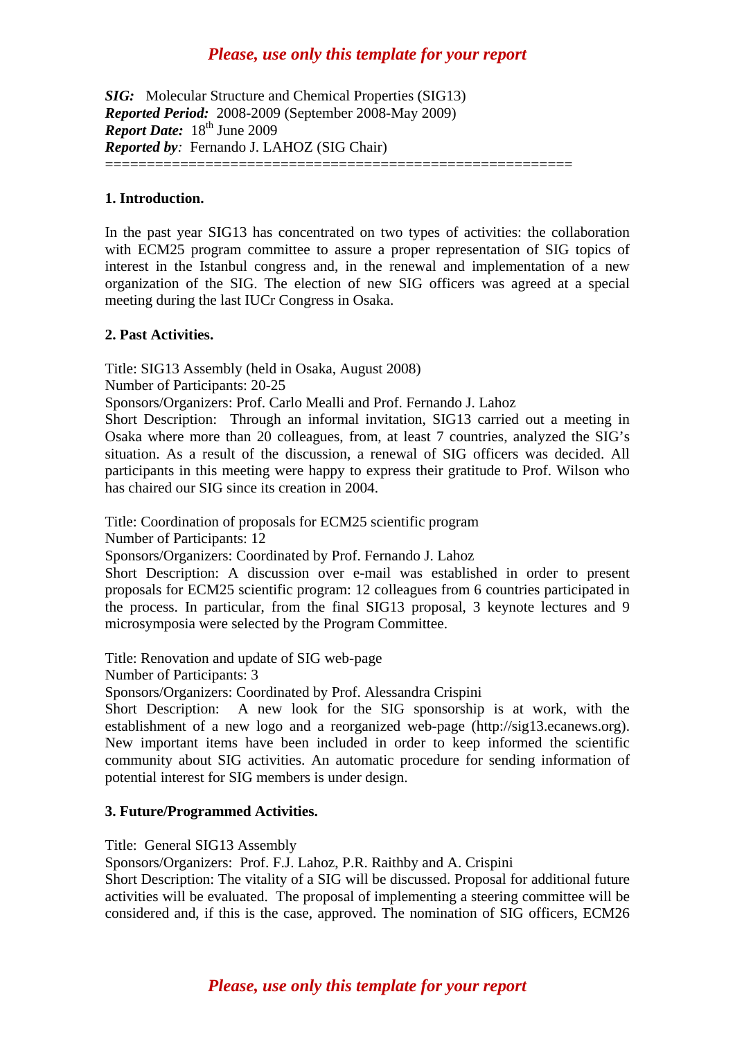*SIG:* Molecular Structure and Chemical Properties (SIG13)
***Reported Period:*** 2008-2009 (September 2008-May 2009)
***Report Date:*** 18th June 2009
***Reported by:*** Fernando J. LAHOZ (SIG Chair)

========================================================

**1. Introduction.**

In the past year SIG13 has concentrated on two types of activities: the collaboration with ECM25 program committee to assure a proper representation of SIG topics of interest in the Istanbul congress and, in the renewal and implementation of a new organization of the SIG. The election of new SIG officers was agreed at a special meeting during the last IUCr Congress in Osaka.

**2. Past Activities.**

Title: SIG13 Assembly (held in Osaka, August 2008)
Number of Participants: 20-25
Sponsors/Organizers: Prof. Carlo Mealli and Prof. Fernando J. Lahoz
Short Description: Through an informal invitation, SIG13 carried out a meeting in Osaka where more than 20 colleagues, from, at least 7 countries, analyzed the SIG's situation. As a result of the discussion, a renewal of SIG officers was decided. All participants in this meeting were happy to express their gratitude to Prof. Wilson who has chaired our SIG since its creation in 2004.

Title: Coordination of proposals for ECM25 scientific program
Number of Participants: 12
Sponsors/Organizers: Coordinated by Prof. Fernando J. Lahoz
Short Description: A discussion over e-mail was established in order to present proposals for ECM25 scientific program: 12 colleagues from 6 countries participated in the process. In particular, from the final SIG13 proposal, 3 keynote lectures and 9 microsymposia were selected by the Program Committee.

Title: Renovation and update of SIG web-page
Number of Participants: 3
Sponsors/Organizers: Coordinated by Prof. Alessandra Crispini
Short Description: A new look for the SIG sponsorship is at work, with the establishment of a new logo and a reorganized web-page (http://sig13.ecanews.org). New important items have been included in order to keep informed the scientific community about SIG activities. An automatic procedure for sending information of potential interest for SIG members is under design.

**3. Future/Programmed Activities.**

Title: General SIG13 Assembly
Sponsors/Organizers: Prof. F.J. Lahoz, P.R. Raithby and A. Crispini
Short Description: The vitality of a SIG will be discussed. Proposal for additional future activities will be evaluated. The proposal of implementing a steering committee will be considered and, if this is the case, approved. The nomination of SIG officers, ECM26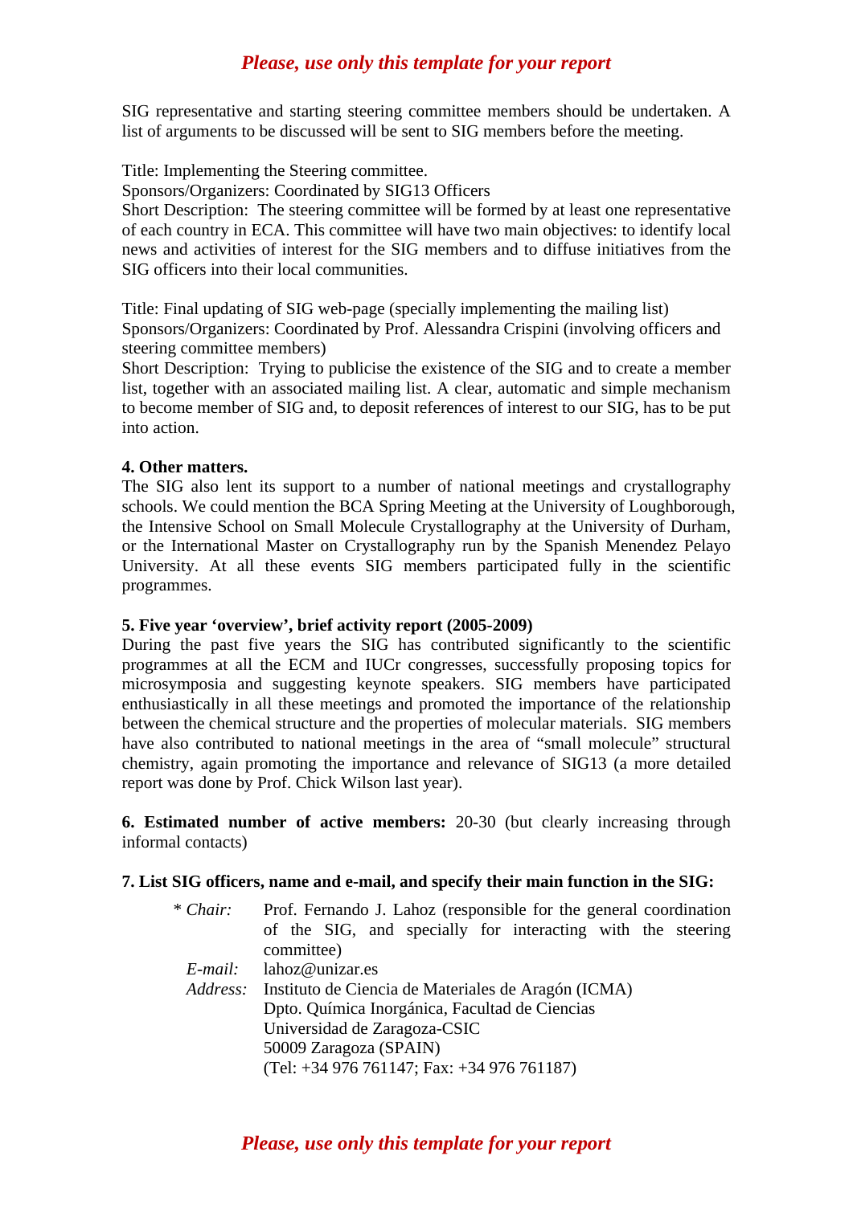SIG representative and starting steering committee members should be undertaken. A list of arguments to be discussed will be sent to SIG members before the meeting.

Title: Implementing the Steering committee.
Sponsors/Organizers: Coordinated by SIG13 Officers
Short Description: The steering committee will be formed by at least one representative of each country in ECA. This committee will have two main objectives: to identify local news and activities of interest for the SIG members and to diffuse initiatives from the SIG officers into their local communities.

Title: Final updating of SIG web-page (specially implementing the mailing list)
Sponsors/Organizers: Coordinated by Prof. Alessandra Crispini (involving officers and steering committee members)
Short Description: Trying to publicise the existence of the SIG and to create a member list, together with an associated mailing list. A clear, automatic and simple mechanism to become member of SIG and, to deposit references of interest to our SIG, has to be put into action.

**4. Other matters.**
The SIG also lent its support to a number of national meetings and crystallography schools. We could mention the BCA Spring Meeting at the University of Loughborough, the Intensive School on Small Molecule Crystallography at the University of Durham, or the International Master on Crystallography run by the Spanish Menendez Pelayo University. At all these events SIG members participated fully in the scientific programmes.

**5. Five year 'overview', brief activity report (2005-2009)**
During the past five years the SIG has contributed significantly to the scientific programmes at all the ECM and IUCr congresses, successfully proposing topics for microsymposia and suggesting keynote speakers. SIG members have participated enthusiastically in all these meetings and promoted the importance of the relationship between the chemical structure and the properties of molecular materials. SIG members have also contributed to national meetings in the area of "small molecule" structural chemistry, again promoting the importance and relevance of SIG13 (a more detailed report was done by Prof. Chick Wilson last year).

**6. Estimated number of active members:** 20-30 (but clearly increasing through informal contacts)

**7. List SIG officers, name and e-mail, and specify their main function in the SIG:**

* *Chair:* Prof. Fernando J. Lahoz (responsible for the general coordination of the SIG, and specially for interacting with the steering committee)
  *E-mail:* lahoz@unizar.es
  *Address:* Instituto de Ciencia de Materiales de Aragón (ICMA)
  Dpto. Química Inorgánica, Facultad de Ciencias
  Universidad de Zaragoza-CSIC
  50009 Zaragoza (SPAIN)
  (Tel: +34 976 761147; Fax: +34 976 761187)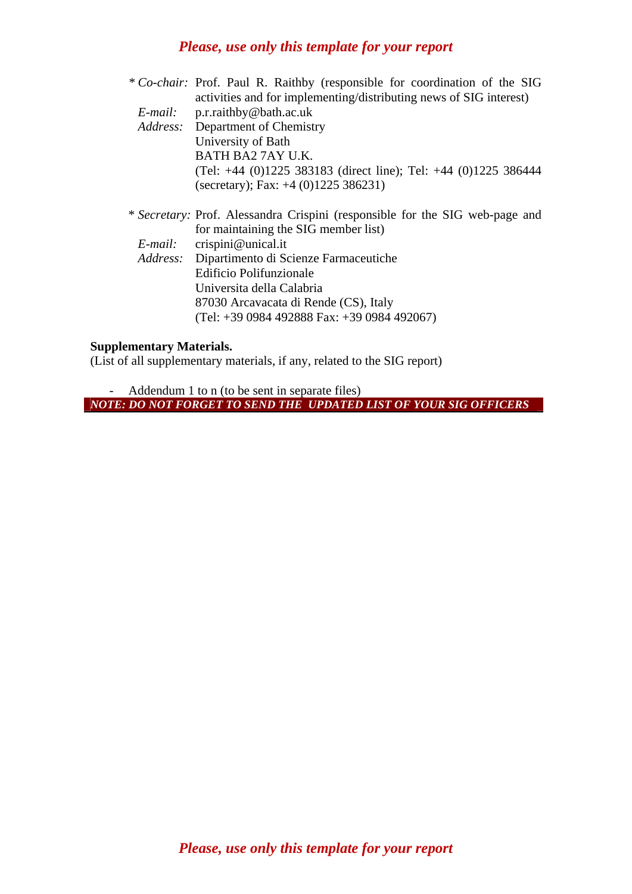*Please, use only this template for your report*

\* *Co-chair:* Prof. Paul R. Raithby (responsible for coordination of the SIG activities and for implementing/distributing news of SIG interest)
*E-mail:* p.r.raithby@bath.ac.uk
*Address:* Department of Chemistry
University of Bath
BATH BA2 7AY U.K.
(Tel: +44 (0)1225 383183 (direct line); Tel: +44 (0)1225 386444 (secretary); Fax: +4 (0)1225 386231)

\* *Secretary:* Prof. Alessandra Crispini (responsible for the SIG web-page and for maintaining the SIG member list)
*E-mail:* crispini@unical.it
*Address:* Dipartimento di Scienze Farmaceutiche
Edificio Polifunzionale
Universita della Calabria
87030 Arcavacata di Rende (CS), Italy
(Tel: +39 0984 492888 Fax: +39 0984 492067)

**Supplementary Materials.**
(List of all supplementary materials, if any, related to the SIG report)

- Addendum 1 to n (to be sent in separate files)

***NOTE: DO NOT FORGET TO SEND THE UPDATED LIST OF YOUR SIG OFFICERS***

*Please, use only this template for your report*